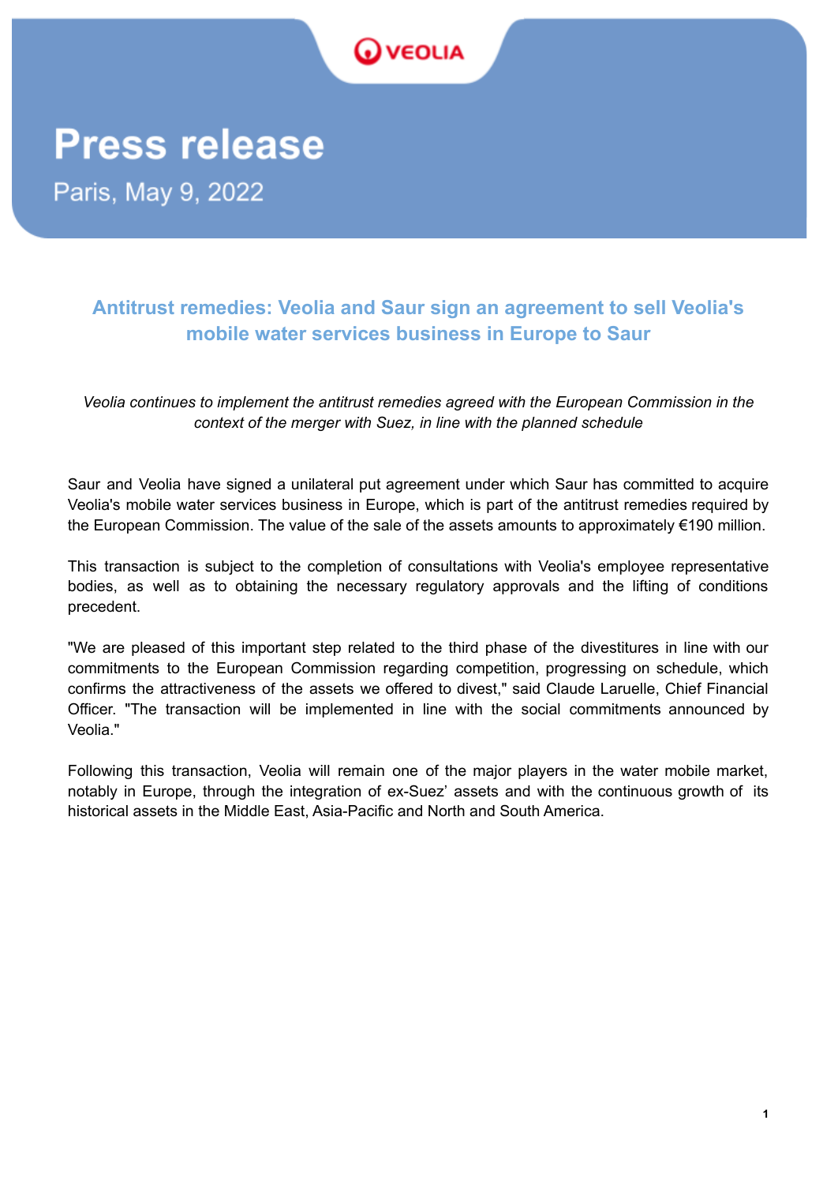# Press release

Paris, May 9, 2022

## Antitrust remedies: Veolia and Saur sign an agreement to sell Veolia's mobile water services business in Europe to Saur

*Veolia continues to implement the antitrust remedies agreed with the European Commission in the context of the merger with Suez, in line with the planned schedule*

Saur and Veolia have signed a unilateral put agreement under which Saur has committed to acquire Veolia's mobile water services business in Europe, which is part of the antitrust remedies required by the European Commission. The value of the sale of the assets amounts to approximately €190 million.

This transaction is subject to the completion of consultations with Veolia's employee representative bodies, as well as to obtaining the necessary regulatory approvals and the lifting of conditions precedent.

"We are pleased of this important step related to the third phase of the divestitures in line with our commitments to the European Commission regarding competition, progressing on schedule, which confirms the attractiveness of the assets we offered to divest," said Claude Laruelle, Chief Financial Officer. "The transaction will be implemented in line with the social commitments announced by Veolia."

Following this transaction, Veolia will remain one of the major players in the water mobile market, notably in Europe, through the integration of ex-Suez' assets and with the continuous growth of its historical assets in the Middle East, Asia-Pacific and North and South America.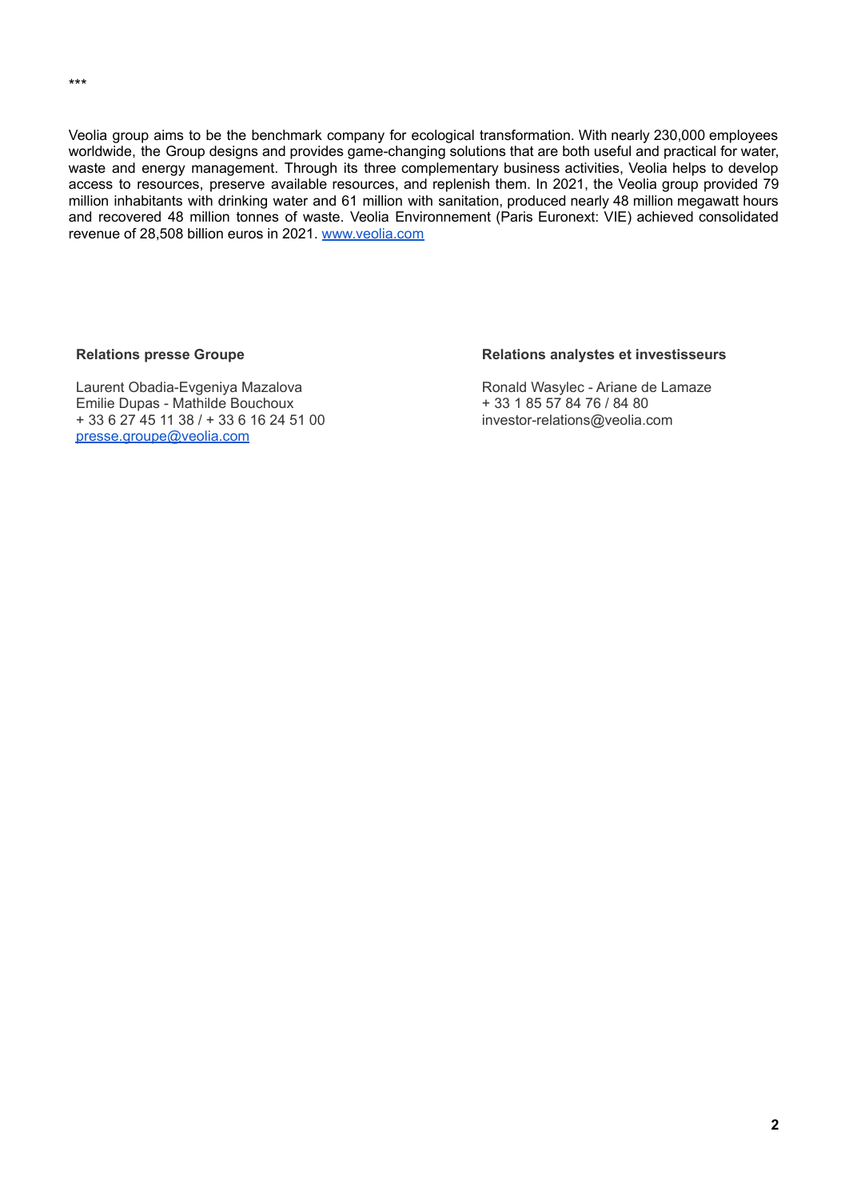***

Veolia group aims to be the benchmark company for ecological transformation. With nearly 230,000 employees worldwide, the Group designs and provides game-changing solutions that are both useful and practical for water, waste and energy management. Through its three complementary business activities, Veolia helps to develop access to resources, preserve available resources, and replenish them. In 2021, the Veolia group provided 79 million inhabitants with drinking water and 61 million with sanitation, produced nearly 48 million megawatt hours and recovered 48 million tonnes of waste. Veolia Environnement (Paris Euronext: VIE) achieved consolidated revenue of 28,508 billion euros in 2021. [www.veolia.com](http://www.veolia.com)

**Relations presse Groupe**

Laurent Obadia-Evgeniya Mazalova
Emilie Dupas - Mathilde Bouchoux
+ 33 6 27 45 11 38 / + 33 6 16 24 51 00
[presse.groupe@veolia.com](mailto:presse.groupe@veolia.com)

**Relations analystes et investisseurs**

Ronald Wasylec - Ariane de Lamaze
+ 33 1 85 57 84 76 / 84 80
investor-relations@veolia.com